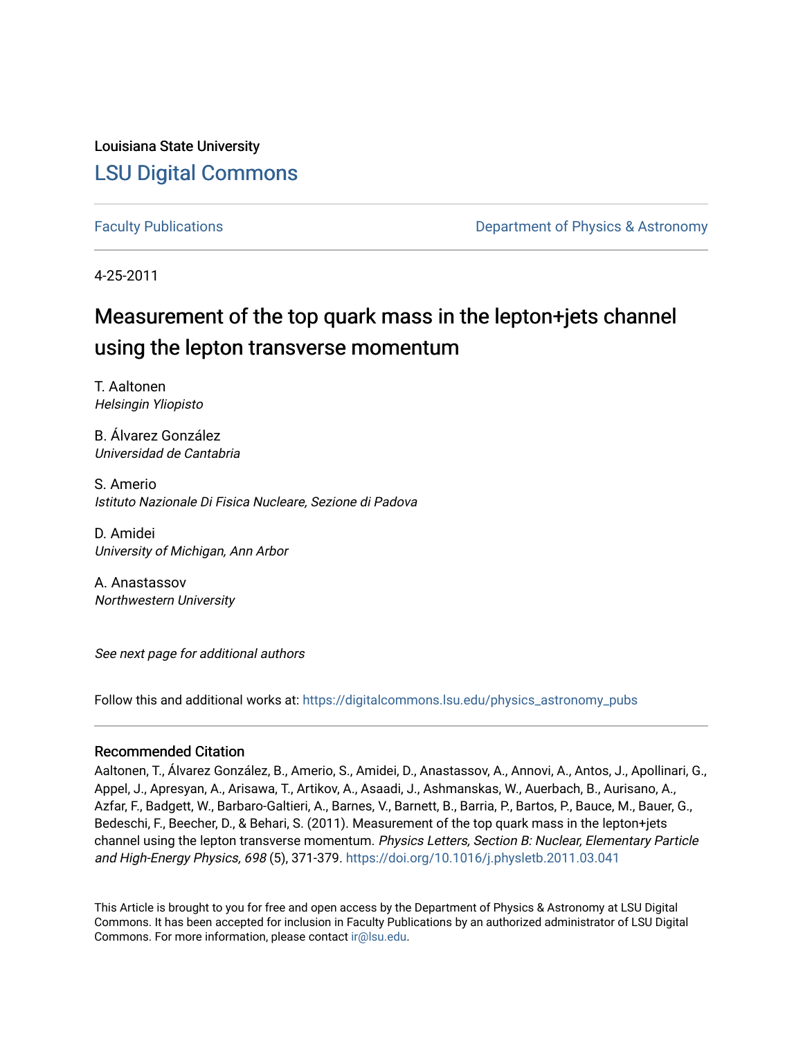Louisiana State University

# LSU Digital Commons

Faculty Publications

Department of Physics & Astronomy

4-25-2011

# Measurement of the top quark mass in the lepton+jets channel using the lepton transverse momentum

T. Aaltonen
*Helsingin Yliopisto*

B. Álvarez González
*Universidad de Cantabria*

S. Amerio
*Istituto Nazionale Di Fisica Nucleare, Sezione di Padova*

D. Amidei
*University of Michigan, Ann Arbor*

A. Anastassov
*Northwestern University*

*See next page for additional authors*

Follow this and additional works at: https://digitalcommons.lsu.edu/physics_astronomy_pubs

## Recommended Citation

Aaltonen, T., Álvarez González, B., Amerio, S., Amidei, D., Anastassov, A., Annovi, A., Antos, J., Apollinari, G., Appel, J., Apresyan, A., Arisawa, T., Artikov, A., Asaadi, J., Ashmanskas, W., Auerbach, B., Aurisano, A., Azfar, F., Badgett, W., Barbaro-Galtieri, A., Barnes, V., Barnett, B., Barria, P., Bartos, P., Bauce, M., Bauer, G., Bedeschi, F., Beecher, D., & Behari, S. (2011). Measurement of the top quark mass in the lepton+jets channel using the lepton transverse momentum. *Physics Letters, Section B: Nuclear, Elementary Particle and High-Energy Physics, 698* (5), 371-379. https://doi.org/10.1016/j.physletb.2011.03.041

This Article is brought to you for free and open access by the Department of Physics & Astronomy at LSU Digital Commons. It has been accepted for inclusion in Faculty Publications by an authorized administrator of LSU Digital Commons. For more information, please contact ir@lsu.edu.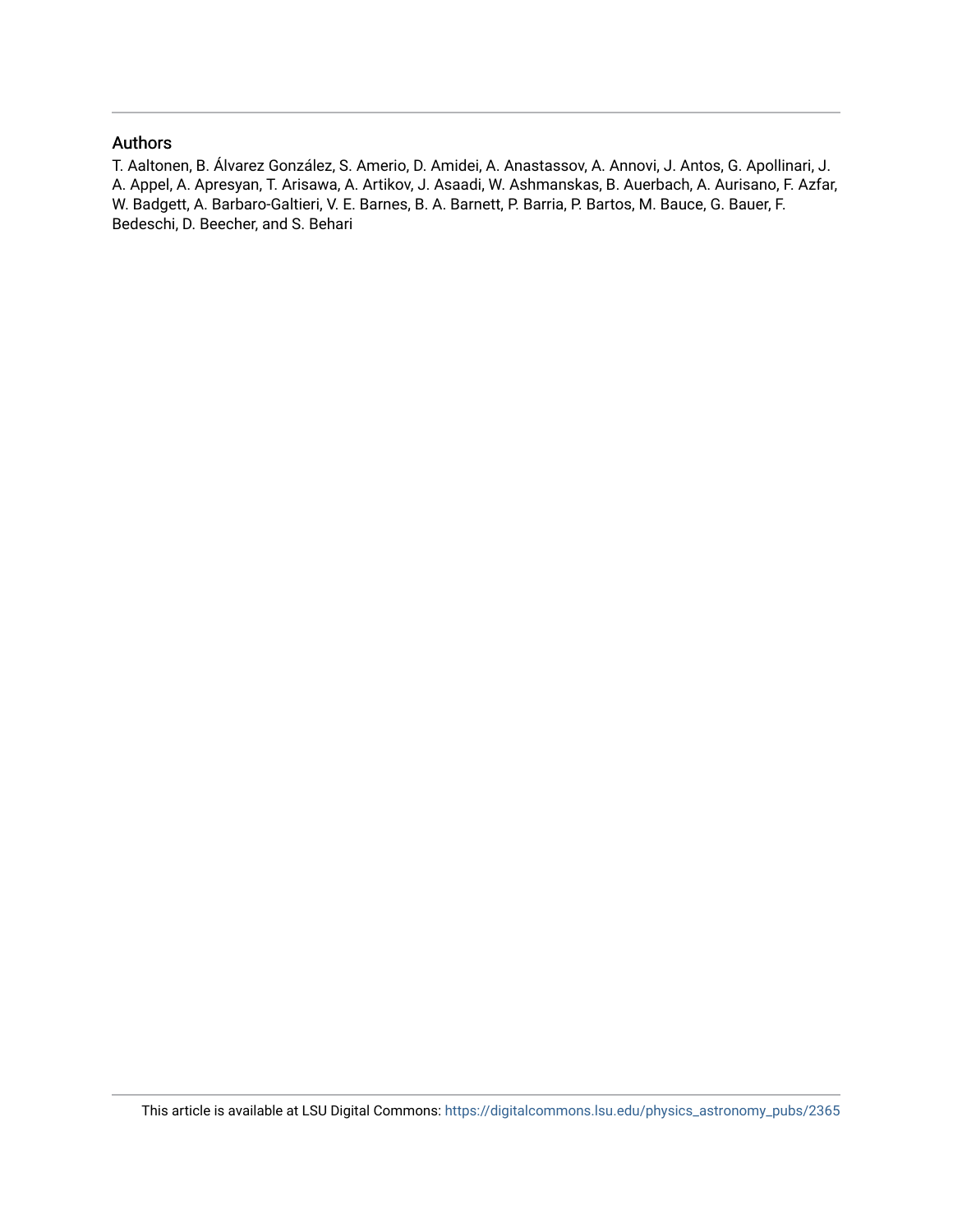## Authors

T. Aaltonen, B. Álvarez González, S. Amerio, D. Amidei, A. Anastassov, A. Annovi, J. Antos, G. Apollinari, J. A. Appel, A. Apresyan, T. Arisawa, A. Artikov, J. Asaadi, W. Ashmanskas, B. Auerbach, A. Aurisano, F. Azfar, W. Badgett, A. Barbaro-Galtieri, V. E. Barnes, B. A. Barnett, P. Barria, P. Bartos, M. Bauce, G. Bauer, F. Bedeschi, D. Beecher, and S. Behari

This article is available at LSU Digital Commons: https://digitalcommons.lsu.edu/physics_astronomy_pubs/2365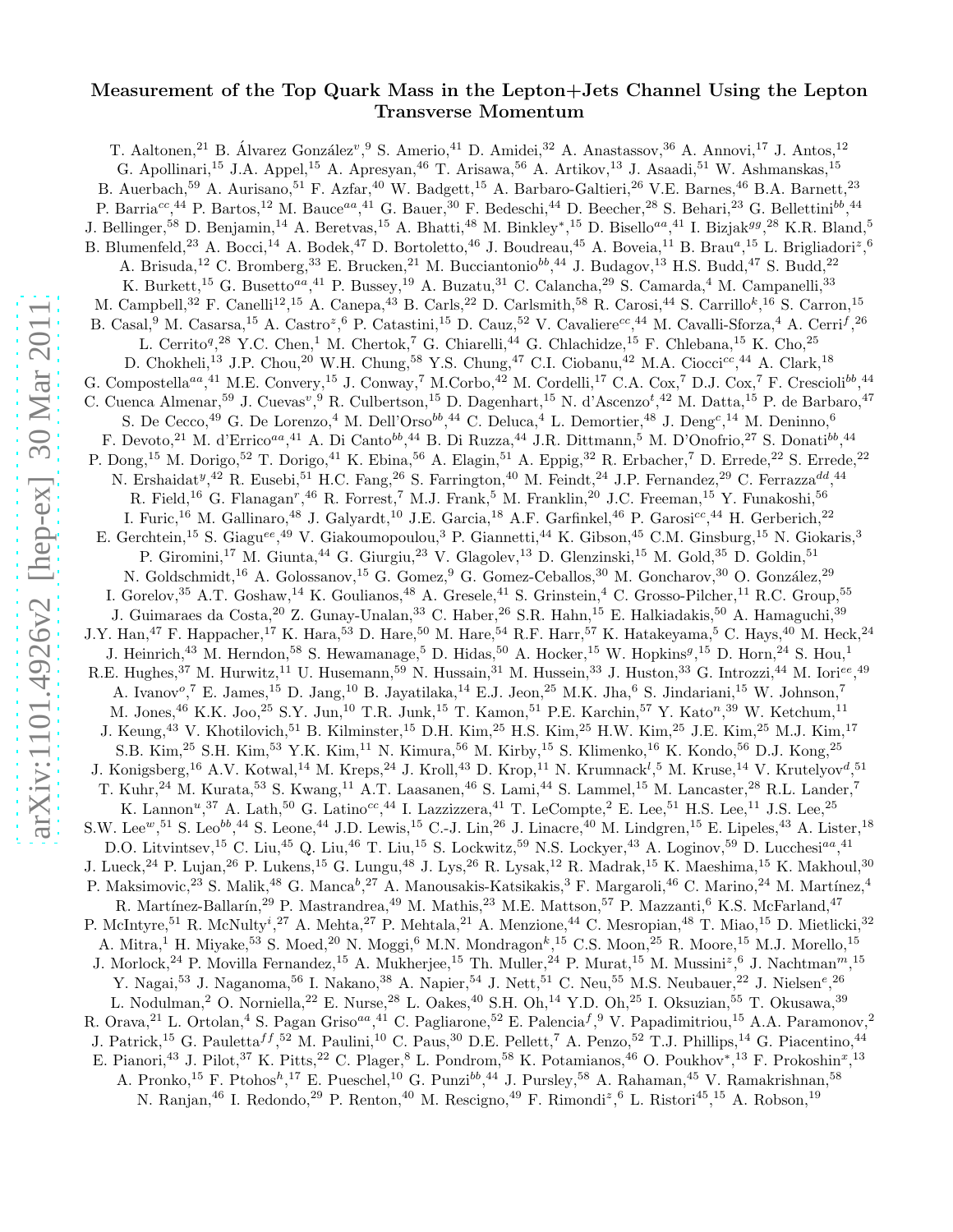# Measurement of the Top Quark Mass in the Lepton+Jets Channel Using the Lepton Transverse Momentum

T. Aaltonen,[21] B. Álvarez González[v],[9] S. Amerio,[41] D. Amidei,[32] A. Anastassov,[36] A. Annovi,[17] J. Antos,[12] G. Apollinari,[15] J.A. Appel,[15] A. Apresyan,[46] T. Arisawa,[56] A. Artikov,[13] J. Asaadi,[51] W. Ashmanskas,[15] B. Auerbach,[59] A. Aurisano,[51] F. Azfar,[40] W. Badgett,[15] A. Barbaro-Galtieri,[26] V.E. Barnes,[46] B.A. Barnett,[23] P. Barria[cc],[44] P. Bartos,[12] M. Bauce[aa],[41] G. Bauer,[30] F. Bedeschi,[44] D. Beecher,[28] S. Behari,[23] G. Bellettini[bb],[44] J. Bellinger,[58] D. Benjamin,[14] A. Beretvas,[15] A. Bhatti,[48] M. Binkley*,[15] D. Bisello[aa],[41] I. Bizjak[gg],[28] K.R. Bland,[5] B. Blumenfeld,[23] A. Bocci,[14] A. Bodek,[47] D. Bortoletto,[46] J. Boudreau,[45] A. Boveia,[11] B. Brau[a],[15] L. Brigliadori[z],[6] A. Brisuda,[12] C. Bromberg,[33] E. Brucken,[21] M. Bucciantonio[bb],[44] J. Budagov,[13] H.S. Budd,[47] S. Budd,[22] K. Burkett,[15] G. Busetto[aa],[41] P. Bussey,[19] A. Buzatu,[31] C. Calancha,[29] S. Camarda,[4] M. Campanelli,[33] M. Campbell,[32] F. Canelli[12],[15] A. Canepa,[43] B. Carls,[22] D. Carlsmith,[58] R. Carosi,[44] S. Carrillo[k],[16] S. Carron,[15] B. Casal,[9] M. Casarsa,[15] A. Castro[z],[6] P. Catastini,[15] D. Cauz,[52] V. Cavaliere[cc],[44] M. Cavalli-Sforza,[4] A. Cerri[f],[26] L. Cerrito[q],[28] Y.C. Chen,[1] M. Chertok,[7] G. Chiarelli,[44] G. Chlachidze,[15] F. Chlebana,[15] K. Cho,[25] D. Chokheli,[13] J.P. Chou,[20] W.H. Chung,[58] Y.S. Chung,[47] C.I. Ciobanu,[42] M.A. Ciocci[cc],[44] A. Clark,[18] G. Compostella[aa],[41] M.E. Convery,[15] J. Conway,[7] M.Corbo,[42] M. Cordelli,[17] C.A. Cox,[7] D.J. Cox,[7] F. Crescioli[bb],[44] C. Cuenca Almenar,[59] J. Cuevas[v],[9] R. Culbertson,[15] D. Dagenhart,[15] N. d'Ascenzo[t],[42] M. Datta,[15] P. de Barbaro,[47] S. De Cecco,[49] G. De Lorenzo,[4] M. Dell'Orso[bb],[44] C. Deluca,[4] L. Demortier,[48] J. Deng[c],[14] M. Deninno,[6] F. Devoto,[21] M. d'Errico[aa],[41] A. Di Canto[bb],[44] B. Di Ruzza,[44] J.R. Dittmann,[5] M. D'Onofrio,[27] S. Donati[bb],[44] P. Dong,[15] M. Dorigo,[52] T. Dorigo,[41] K. Ebina,[56] A. Elagin,[51] A. Eppig,[32] R. Erbacher,[7] D. Errede,[22] S. Errede,[22] N. Ershaidat[y],[42] R. Eusebi,[51] H.C. Fang,[26] S. Farrington,[40] M. Feindt,[24] J.P. Fernandez,[29] C. Ferrazza[dd],[44] R. Field,[16] G. Flanagan[r],[46] R. Forrest,[7] M.J. Frank,[5] M. Franklin,[20] J.C. Freeman,[15] Y. Funakoshi,[56] I. Furic,[16] M. Gallinaro,[48] J. Galyardt,[10] J.E. Garcia,[18] A.F. Garfinkel,[46] P. Garosi[cc],[44] H. Gerberich,[22] E. Gerchtein,[15] S. Giagu[ee],[49] V. Giakoumopoulou,[3] P. Giannetti,[44] K. Gibson,[45] C.M. Ginsburg,[15] N. Giokaris,[3] P. Giromini,[17] M. Giunta,[44] G. Giurgiu,[23] V. Glagolev,[13] D. Glenzinski,[15] M. Gold,[35] D. Goldin,[51] N. Goldschmidt,[16] A. Golossanov,[15] G. Gomez,[9] G. Gomez-Ceballos,[30] M. Goncharov,[30] O. González,[29] I. Gorelov,[35] A.T. Goshaw,[14] K. Goulianos,[48] A. Gresele,[41] S. Grinstein,[4] C. Grosso-Pilcher,[11] R.C. Group,[55] J. Guimaraes da Costa,[20] Z. Gunay-Unalan,[33] C. Haber,[26] S.R. Hahn,[15] E. Halkiadakis,[50] A. Hamaguchi,[39] J.Y. Han,[47] F. Happacher,[17] K. Hara,[53] D. Hare,[50] M. Hare,[54] R.F. Harr,[57] K. Hatakeyama,[5] C. Hays,[40] M. Heck,[24] J. Heinrich,[43] M. Herndon,[58] S. Hewamanage,[5] D. Hidas,[50] A. Hocker,[15] W. Hopkins[g],[15] D. Horn,[24] S. Hou,[1] R.E. Hughes,[37] M. Hurwitz,[11] U. Husemann,[59] N. Hussain,[31] M. Hussein,[33] J. Huston,[33] G. Introzzi,[44] M. Iori[ee],[49] A. Ivanov[o],[7] E. James,[15] D. Jang,[10] B. Jayatilaka,[14] E.J. Jeon,[25] M.K. Jha,[6] S. Jindariani,[15] W. Johnson,[7] M. Jones,[46] K.K. Joo,[25] S.Y. Jun,[10] T.R. Junk,[15] T. Kamon,[51] P.E. Karchin,[57] Y. Kato[n],[39] W. Ketchum,[11] J. Keung,[43] V. Khotilovich,[51] B. Kilminster,[15] D.H. Kim,[25] H.S. Kim,[25] H.W. Kim,[25] J.E. Kim,[25] M.J. Kim,[17] S.B. Kim,[25] S.H. Kim,[53] Y.K. Kim,[11] N. Kimura,[56] M. Kirby,[15] S. Klimenko,[16] K. Kondo,[56] D.J. Kong,[25] J. Konigsberg,[16] A.V. Kotwal,[14] M. Kreps,[24] J. Kroll,[43] D. Krop,[11] N. Krumnack[l],[5] M. Kruse,[14] V. Krutelyov[d],[51] T. Kuhr,[24] M. Kurata,[53] S. Kwang,[11] A.T. Laasanen,[46] S. Lami,[44] S. Lammel,[15] M. Lancaster,[28] R.L. Lander,[7] K. Lannon[u],[37] A. Lath,[50] G. Latino[cc],[44] I. Lazzizzera,[41] T. LeCompte,[2] E. Lee,[51] H.S. Lee,[11] J.S. Lee,[25] S.W. Lee[w],[51] S. Leo[bb],[44] S. Leone,[44] J.D. Lewis,[15] C.-J. Lin,[26] J. Linacre,[40] M. Lindgren,[15] E. Lipeles,[43] A. Lister,[18] D.O. Litvintsev,[15] C. Liu,[45] Q. Liu,[46] T. Liu,[15] S. Lockwitz,[59] N.S. Lockyer,[43] A. Loginov,[59] D. Lucchesi[aa],[41] J. Lueck,[24] P. Lujan,[26] P. Lukens,[15] G. Lungu,[48] J. Lys,[26] R. Lysak,[12] R. Madrak,[15] K. Maeshima,[15] K. Makhoul,[30] P. Maksimovic,[23] S. Malik,[48] G. Manca[b],[27] A. Manousakis-Katsikakis,[3] F. Margaroli,[46] C. Marino,[24] M. Martínez,[4] R. Martínez-Ballarín,[29] P. Mastrandrea,[49] M. Mathis,[23] M.E. Mattson,[57] P. Mazzanti,[6] K.S. McFarland,[47] P. McIntyre,[51] R. McNulty[i],[27] A. Mehta,[27] P. Mehtala,[21] A. Menzione,[44] C. Mesropian,[48] T. Miao,[15] D. Mietlicki,[32] A. Mitra,[1] H. Miyake,[53] S. Moed,[20] N. Moggi,[6] M.N. Mondragon[k],[15] C.S. Moon,[25] R. Moore,[15] M.J. Morello,[15] J. Morlock,[24] P. Movilla Fernandez,[15] A. Mukherjee,[15] Th. Muller,[24] P. Murat,[15] M. Mussini[z],[6] J. Nachtman[m],[15] Y. Nagai,[53] J. Naganoma,[56] I. Nakano,[38] A. Napier,[54] J. Nett,[51] C. Neu,[55] M.S. Neubauer,[22] J. Nielsen[e],[26] L. Nodulman,[2] O. Norniella,[22] E. Nurse,[28] L. Oakes,[40] S.H. Oh,[14] Y.D. Oh,[25] I. Oksuzian,[55] T. Okusawa,[39] R. Orava,[21] L. Ortolan,[4] S. Pagan Griso[aa],[41] C. Pagliarone,[52] E. Palencia[f],[9] V. Papadimitriou,[15] A.A. Paramonov,[2] J. Patrick,[15] G. Pauletta[ff],[52] M. Paulini,[10] C. Paus,[30] D.E. Pellett,[7] A. Penzo,[52] T.J. Phillips,[14] G. Piacentino,[44] E. Pianori,[43] J. Pilot,[37] K. Pitts,[22] C. Plager,[8] L. Pondrom,[58] K. Potamianos,[46] O. Poukhov*,[13] F. Prokoshin[x],[13] A. Pronko,[15] F. Ptohos[h],[17] E. Pueschel,[10] G. Punzi[bb],[44] J. Pursley,[58] A. Rahaman,[45] V. Ramakrishnan,[58] N. Ranjan,[46] I. Redondo,[29] P. Renton,[40] M. Rescigno,[49] F. Rimondi[z],[6] L. Ristori[45],[15] A. Robson,[19]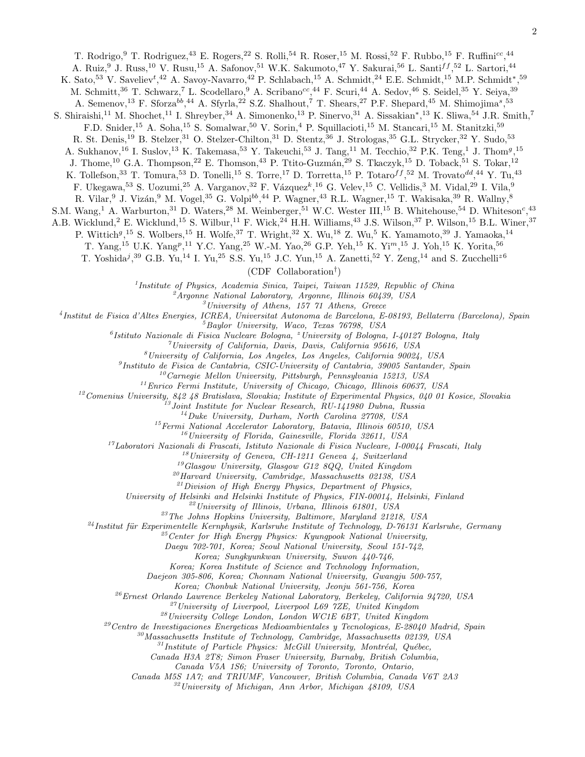T. Rodrigo,[9] T. Rodriguez,[43] E. Rogers,[22] S. Rolli,[54] R. Roser,[15] M. Rossi,[52] F. Rubbo,[15] F. Ruffini[cc],[44] A. Ruiz,[9] J. Russ,[10] V. Rusu,[15] A. Safonov,[51] W.K. Sakumoto,[47] Y. Sakurai,[56] L. Santi[ff],[52] L. Sartori,[44] K. Sato,[53] V. Saveliev[t],[42] A. Savoy-Navarro,[42] P. Schlabach,[15] A. Schmidt,[24] E.E. Schmidt,[15] M.P. Schmidt[*],[59] M. Schmitt,[36] T. Schwarz,[7] L. Scodellaro,[9] A. Scribano[cc],[44] F. Scuri,[44] A. Sedov,[46] S. Seidel,[35] Y. Seiya,[39] A. Semenov,[13] F. Sforza[bb],[44] A. Sfyrla,[22] S.Z. Shalhout,[7] T. Shears,[27] P.F. Shepard,[45] M. Shimojima[s],[53] S. Shiraishi,[11] M. Shochet,[11] I. Shreyber,[34] A. Simonenko,[13] P. Sinervo,[31] A. Sissakian[*],[13] K. Sliwa,[54] J.R. Smith,[7] F.D. Snider,[15] A. Soha,[15] S. Somalwar,[50] V. Sorin,[4] P. Squillacioti,[15] M. Stancari,[15] M. Stanitzki,[59] R. St. Denis,[19] B. Stelzer,[31] O. Stelzer-Chilton,[31] D. Stentz,[36] J. Strologas,[35] G.L. Strycker,[32] Y. Sudo,[53] A. Sukhanov,[16] I. Suslov,[13] K. Takemasa,[53] Y. Takeuchi,[53] J. Tang,[11] M. Tecchio,[32] P.K. Teng,[1] J. Thom[g],[15] J. Thome,[10] G.A. Thompson,[22] E. Thomson,[43] P. Ttito-Guzmán,[29] S. Tkaczyk,[15] D. Toback,[51] S. Tokar,[12] K. Tollefson,[33] T. Tomura,[53] D. Tonelli,[15] S. Torre,[17] D. Torretta,[15] P. Totaro[ff],[52] M. Trovato[dd],[44] Y. Tu,[43] F. Ukegawa,[53] S. Uozumi,[25] A. Varganov,[32] F. Vázquez[k],[16] G. Velev,[15] C. Vellidis,[3] M. Vidal,[29] I. Vila,[9] R. Vilar,[9] J. Vizán,[9] M. Vogel,[35] G. Volpi[bb],[44] P. Wagner,[43] R.L. Wagner,[15] T. Wakisaka,[39] R. Wallny,[8] S.M. Wang,[1] A. Warburton,[31] D. Waters,[28] M. Weinberger,[51] W.C. Wester III,[15] B. Whitehouse,[54] D. Whiteson[c],[43] A.B. Wicklund,[2] E. Wicklund,[15] S. Wilbur,[11] F. Wick,[24] H.H. Williams,[43] J.S. Wilson,[37] P. Wilson,[15] B.L. Winer,[37] P. Wittich[g],[15] S. Wolbers,[15] H. Wolfe,[37] T. Wright,[32] X. Wu,[18] Z. Wu,[5] K. Yamamoto,[39] J. Yamaoka,[14] T. Yang,[15] U.K. Yang[p],[11] Y.C. Yang,[25] W.-M. Yao,[26] G.P. Yeh,[15] K. Yi[m],[15] J. Yoh,[15] K. Yorita,[56] T. Yoshida[j],[39] G.B. Yu,[14] I. Yu,[25] S.S. Yu,[15] J.C. Yun,[15] A. Zanetti,[52] Y. Zeng,[14] and S. Zucchelli[z],[6]

(CDF Collaboration[†])

[1]*Institute of Physics, Academia Sinica, Taipei, Taiwan 11529, Republic of China*
[2]*Argonne National Laboratory, Argonne, Illinois 60439, USA*
[3]*University of Athens, 157 71 Athens, Greece*
[4]*Institut de Fisica d'Altes Energies, ICREA, Universitat Autonoma de Barcelona, E-08193, Bellaterra (Barcelona), Spain*
[5]*Baylor University, Waco, Texas 76798, USA*
[6]*Istituto Nazionale di Fisica Nucleare Bologna, [z]University of Bologna, I-40127 Bologna, Italy*
[7]*University of California, Davis, Davis, California 95616, USA*
[8]*University of California, Los Angeles, Los Angeles, California 90024, USA*
[9]*Instituto de Fisica de Cantabria, CSIC-University of Cantabria, 39005 Santander, Spain*
[10]*Carnegie Mellon University, Pittsburgh, Pennsylvania 15213, USA*
[11]*Enrico Fermi Institute, University of Chicago, Chicago, Illinois 60637, USA*
[12]*Comenius University, 842 48 Bratislava, Slovakia; Institute of Experimental Physics, 040 01 Kosice, Slovakia*
[13]*Joint Institute for Nuclear Research, RU-141980 Dubna, Russia*
[14]*Duke University, Durham, North Carolina 27708, USA*
[15]*Fermi National Accelerator Laboratory, Batavia, Illinois 60510, USA*
[16]*University of Florida, Gainesville, Florida 32611, USA*
[17]*Laboratori Nazionali di Frascati, Istituto Nazionale di Fisica Nucleare, I-00044 Frascati, Italy*
[18]*University of Geneva, CH-1211 Geneva 4, Switzerland*
[19]*Glasgow University, Glasgow G12 8QQ, United Kingdom*
[20]*Harvard University, Cambridge, Massachusetts 02138, USA*
[21]*Division of High Energy Physics, Department of Physics, University of Helsinki and Helsinki Institute of Physics, FIN-00014, Helsinki, Finland*
[22]*University of Illinois, Urbana, Illinois 61801, USA*
[23]*The Johns Hopkins University, Baltimore, Maryland 21218, USA*
[24]*Institut für Experimentelle Kernphysik, Karlsruhe Institute of Technology, D-76131 Karlsruhe, Germany*
[25]*Center for High Energy Physics: Kyungpook National University, Daegu 702-701, Korea; Seoul National University, Seoul 151-742, Korea; Sungkyunkwan University, Suwon 440-746, Korea; Korea Institute of Science and Technology Information, Daejeon 305-806, Korea; Chonnam National University, Gwangju 500-757, Korea; Chonbuk National University, Jeonju 561-756, Korea*
[26]*Ernest Orlando Lawrence Berkeley National Laboratory, Berkeley, California 94720, USA*
[27]*University of Liverpool, Liverpool L69 7ZE, United Kingdom*
[28]*University College London, London WC1E 6BT, United Kingdom*
[29]*Centro de Investigaciones Energeticas Medioambientales y Tecnologicas, E-28040 Madrid, Spain*
[30]*Massachusetts Institute of Technology, Cambridge, Massachusetts 02139, USA*
[31]*Institute of Particle Physics: McGill University, Montréal, Québec, Canada H3A 2T8; Simon Fraser University, Burnaby, British Columbia, Canada V5A 1S6; University of Toronto, Toronto, Ontario, Canada M5S 1A7; and TRIUMF, Vancouver, British Columbia, Canada V6T 2A3*
[32]*University of Michigan, Ann Arbor, Michigan 48109, USA*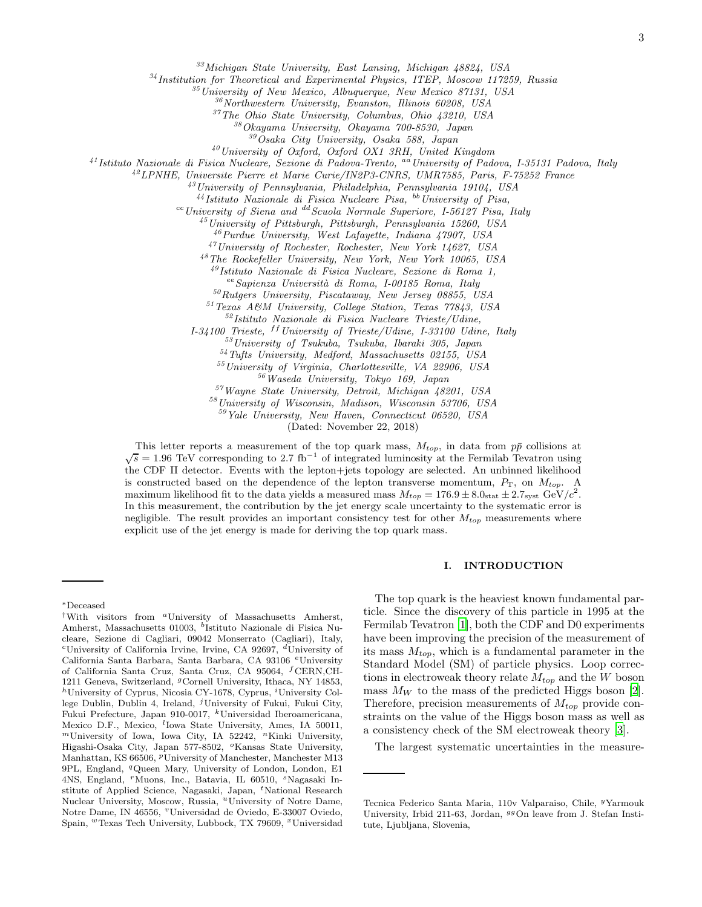[33]Michigan State University, East Lansing, Michigan 48824, USA
[34]Institution for Theoretical and Experimental Physics, ITEP, Moscow 117259, Russia
[35]University of New Mexico, Albuquerque, New Mexico 87131, USA
[36]Northwestern University, Evanston, Illinois 60208, USA
[37]The Ohio State University, Columbus, Ohio 43210, USA
[38]Okayama University, Okayama 700-8530, Japan
[39]Osaka City University, Osaka 588, Japan
[40]University of Oxford, Oxford OX1 3RH, United Kingdom
[41]Istituto Nazionale di Fisica Nucleare, Sezione di Padova-Trento, [aa]University of Padova, I-35131 Padova, Italy
[42]LPNHE, Universite Pierre et Marie Curie/IN2P3-CNRS, UMR7585, Paris, F-75252 France
[43]University of Pennsylvania, Philadelphia, Pennsylvania 19104, USA
[44]Istituto Nazionale di Fisica Nucleare Pisa, [bb]University of Pisa,
[cc]University of Siena and [dd]Scuola Normale Superiore, I-56127 Pisa, Italy
[45]University of Pittsburgh, Pittsburgh, Pennsylvania 15260, USA
[46]Purdue University, West Lafayette, Indiana 47907, USA
[47]University of Rochester, Rochester, New York 14627, USA
[48]The Rockefeller University, New York, New York 10065, USA
[49]Istituto Nazionale di Fisica Nucleare, Sezione di Roma 1,
[ee]Sapienza Università di Roma, I-00185 Roma, Italy
[50]Rutgers University, Piscataway, New Jersey 08855, USA
[51]Texas A&M University, College Station, Texas 77843, USA
[52]Istituto Nazionale di Fisica Nucleare Trieste/Udine,
I-34100 Trieste, [ff]University of Trieste/Udine, I-33100 Udine, Italy
[53]University of Tsukuba, Tsukuba, Ibaraki 305, Japan
[54]Tufts University, Medford, Massachusetts 02155, USA
[55]University of Virginia, Charlottesville, VA 22906, USA
[56]Waseda University, Tokyo 169, Japan
[57]Wayne State University, Detroit, Michigan 48201, USA
[58]University of Wisconsin, Madison, Wisconsin 53706, USA
[59]Yale University, New Haven, Connecticut 06520, USA
(Dated: November 22, 2018)

This letter reports a measurement of the top quark mass, $M_{top}$, in data from $p\bar{p}$ collisions at $\sqrt{s} = 1.96$ TeV corresponding to 2.7 fb$^{-1}$ of integrated luminosity at the Fermilab Tevatron using the CDF II detector. Events with the lepton+jets topology are selected. An unbinned likelihood is constructed based on the dependence of the lepton transverse momentum, $P_T$, on $M_{top}$. A maximum likelihood fit to the data yields a measured mass $M_{top} = 176.9 \pm 8.0_{\rm stat} \pm 2.7_{\rm syst}$ GeV/$c^2$. In this measurement, the contribution by the jet energy scale uncertainty to the systematic error is negligible. The result provides an important consistency test for other $M_{top}$ measurements where explicit use of the jet energy is made for deriving the top quark mass.

## I. INTRODUCTION

The top quark is the heaviest known fundamental particle. Since the discovery of this particle in 1995 at the Fermilab Tevatron [1], both the CDF and D0 experiments have been improving the precision of the measurement of its mass $M_{top}$, which is a fundamental parameter in the Standard Model (SM) of particle physics. Loop corrections in electroweak theory relate $M_{top}$ and the $W$ boson mass $M_W$ to the mass of the predicted Higgs boson [2]. Therefore, precision measurements of $M_{top}$ provide constraints on the value of the Higgs boson mass as well as a consistency check of the SM electroweak theory [3].

The largest systematic uncertainties in the measure-

*Deceased

†With visitors from [a]University of Massachusetts Amherst, Amherst, Massachusetts 01003, [b]Istituto Nazionale di Fisica Nucleare, Sezione di Cagliari, 09042 Monserrato (Cagliari), Italy, [c]University of California Irvine, Irvine, CA 92697, [d]University of California Santa Barbara, Santa Barbara, CA 93106 [e]University of California Santa Cruz, Santa Cruz, CA 95064, [f]CERN,CH-1211 Geneva, Switzerland, [g]Cornell University, Ithaca, NY 14853, [h]University of Cyprus, Nicosia CY-1678, Cyprus, [i]University College Dublin, Dublin 4, Ireland, [j]University of Fukui, Fukui City, Fukui Prefecture, Japan 910-0017, [k]Universidad Iberoamericana, Mexico D.F., Mexico, [l]Iowa State University, Ames, IA 50011, [m]University of Iowa, Iowa City, IA 52242, [n]Kinki University, Higashi-Osaka City, Japan 577-8502, [o]Kansas State University, Manhattan, KS 66506, [p]University of Manchester, Manchester M13 9PL, England, [q]Queen Mary, University of London, London, E1 4NS, England, [r]Muons, Inc., Batavia, IL 60510, [s]Nagasaki Institute of Applied Science, Nagasaki, Japan, [t]National Research Nuclear University, Moscow, Russia, [u]University of Notre Dame, Notre Dame, IN 46556, [v]Universidad de Oviedo, E-33007 Oviedo, Spain, [w]Texas Tech University, Lubbock, TX 79609, [x]Universidad Tecnica Federico Santa Maria, 110v Valparaiso, Chile, [y]Yarmouk University, Irbid 211-63, Jordan, [gg]On leave from J. Stefan Institute, Ljubljana, Slovenia,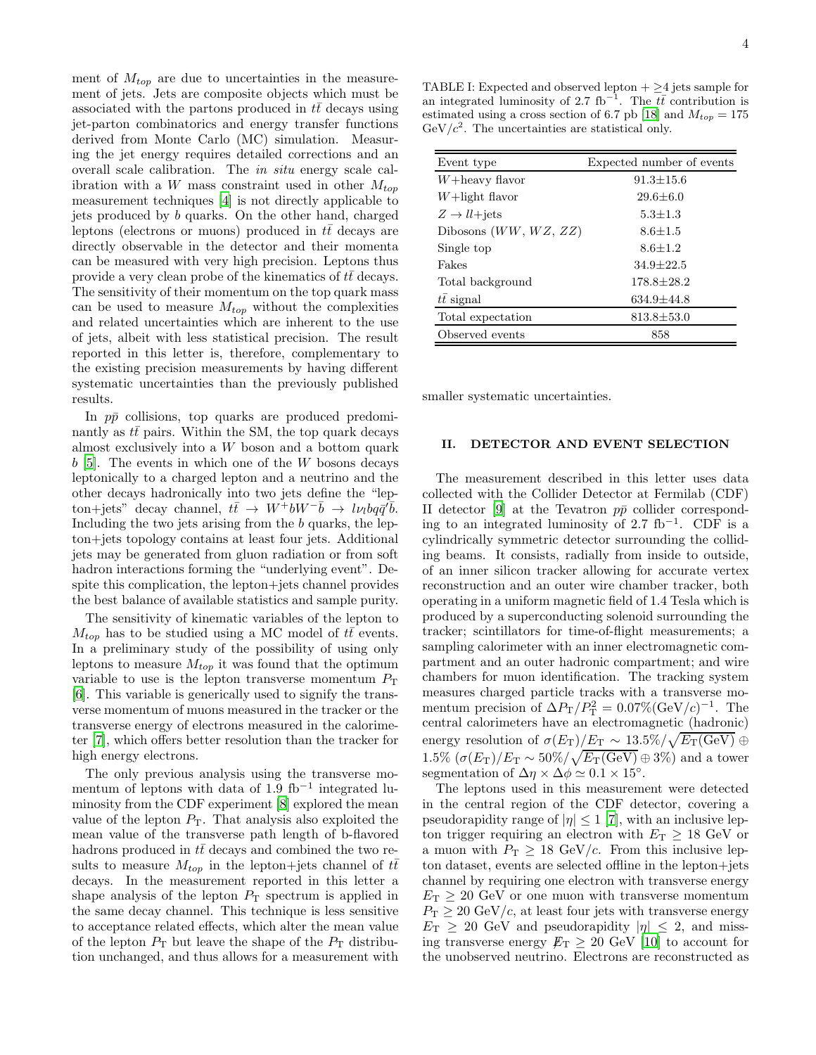ment of $M_{top}$ are due to uncertainties in the measurement of jets. Jets are composite objects which must be associated with the partons produced in $t\bar{t}$ decays using jet-parton combinatorics and energy transfer functions derived from Monte Carlo (MC) simulation. Measuring the jet energy requires detailed corrections and an overall scale calibration. The *in situ* energy scale calibration with a $W$ mass constraint used in other $M_{top}$ measurement techniques [4] is not directly applicable to jets produced by $b$ quarks. On the other hand, charged leptons (electrons or muons) produced in $t\bar{t}$ decays are directly observable in the detector and their momenta can be measured with very high precision. Leptons thus provide a very clean probe of the kinematics of $t\bar{t}$ decays. The sensitivity of their momentum on the top quark mass can be used to measure $M_{top}$ without the complexities and related uncertainties which are inherent to the use of jets, albeit with less statistical precision. The result reported in this letter is, therefore, complementary to the existing precision measurements by having different systematic uncertainties than the previously published results.

In $p\bar{p}$ collisions, top quarks are produced predominantly as $t\bar{t}$ pairs. Within the SM, the top quark decays almost exclusively into a $W$ boson and a bottom quark $b$ [5]. The events in which one of the $W$ bosons decays leptonically to a charged lepton and a neutrino and the other decays hadronically into two jets define the "lepton+jets" decay channel, $t\bar{t} \rightarrow W^+bW^-\bar{b} \rightarrow l\nu_l bq\bar{q}'\bar{b}$. Including the two jets arising from the $b$ quarks, the lepton+jets topology contains at least four jets. Additional jets may be generated from gluon radiation or from soft hadron interactions forming the "underlying event". Despite this complication, the lepton+jets channel provides the best balance of available statistics and sample purity.

The sensitivity of kinematic variables of the lepton to $M_{top}$ has to be studied using a MC model of $t\bar{t}$ events. In a preliminary study of the possibility of using only leptons to measure $M_{top}$ it was found that the optimum variable to use is the lepton transverse momentum $P_{\mathrm{T}}$ [6]. This variable is generically used to signify the transverse momentum of muons measured in the tracker or the transverse energy of electrons measured in the calorimeter [7], which offers better resolution than the tracker for high energy electrons.

The only previous analysis using the transverse momentum of leptons with data of 1.9 fb$^{-1}$ integrated luminosity from the CDF experiment [8] explored the mean value of the lepton $P_{\mathrm{T}}$. That analysis also exploited the mean value of the transverse path length of b-flavored hadrons produced in $t\bar{t}$ decays and combined the two results to measure $M_{top}$ in the lepton+jets channel of $t\bar{t}$ decays. In the measurement reported in this letter a shape analysis of the lepton $P_{\mathrm{T}}$ spectrum is applied in the same decay channel. This technique is less sensitive to acceptance related effects, which alter the mean value of the lepton $P_{\mathrm{T}}$ but leave the shape of the $P_{\mathrm{T}}$ distribution unchanged, and thus allows for a measurement with smaller systematic uncertainties.

TABLE I: Expected and observed lepton + ≥4 jets sample for an integrated luminosity of 2.7 fb$^{-1}$. The $t\bar{t}$ contribution is estimated using a cross section of 6.7 pb [18] and $M_{top} = 175$ GeV/$c^2$. The uncertainties are statistical only.

| Event type | Expected number of events |
|---|---|
| $W$+heavy flavor | 91.3±15.6 |
| $W$+light flavor | 29.6±6.0 |
| $Z \rightarrow ll$+jets | 5.3±1.3 |
| Dibosons ($WW$, $WZ$, $ZZ$) | 8.6±1.5 |
| Single top | 8.6±1.2 |
| Fakes | 34.9±22.5 |
| Total background | 178.8±28.2 |
| $t\bar{t}$ signal | 634.9±44.8 |
| Total expectation | 813.8±53.0 |
| Observed events | 858 |

## II. DETECTOR AND EVENT SELECTION

The measurement described in this letter uses data collected with the Collider Detector at Fermilab (CDF) II detector [9] at the Tevatron $p\bar{p}$ collider corresponding to an integrated luminosity of 2.7 fb$^{-1}$. CDF is a cylindrically symmetric detector surrounding the colliding beams. It consists, radially from inside to outside, of an inner silicon tracker allowing for accurate vertex reconstruction and an outer wire chamber tracker, both operating in a uniform magnetic field of 1.4 Tesla which is produced by a superconducting solenoid surrounding the tracker; scintillators for time-of-flight measurements; a sampling calorimeter with an inner electromagnetic compartment and an outer hadronic compartment; and wire chambers for muon identification. The tracking system measures charged particle tracks with a transverse momentum precision of $\Delta P_{\mathrm{T}}/P_{\mathrm{T}}^2 = 0.07\%(\mathrm{GeV}/c)^{-1}$. The central calorimeters have an electromagnetic (hadronic) energy resolution of $\sigma(E_{\mathrm{T}})/E_{\mathrm{T}} \sim 13.5\%/\sqrt{E_{\mathrm{T}}(\mathrm{GeV})} \oplus 1.5\%$ ($\sigma(E_{\mathrm{T}})/E_{\mathrm{T}} \sim 50\%/\sqrt{E_{\mathrm{T}}(\mathrm{GeV})} \oplus 3\%$) and a tower segmentation of $\Delta\eta \times \Delta\phi \simeq 0.1 \times 15°$.

The leptons used in this measurement were detected in the central region of the CDF detector, covering a pseudorapidity range of $|\eta| \leq 1$ [7], with an inclusive lepton trigger requiring an electron with $E_{\mathrm{T}} \geq 18$ GeV or a muon with $P_{\mathrm{T}} \geq 18$ GeV/$c$. From this inclusive lepton dataset, events are selected offline in the lepton+jets channel by requiring one electron with transverse energy $E_{\mathrm{T}} \geq 20$ GeV or one muon with transverse momentum $P_{\mathrm{T}} \geq 20$ GeV/$c$, at least four jets with transverse energy $E_{\mathrm{T}} \geq 20$ GeV and pseudorapidity $|\eta| \leq 2$, and missing transverse energy $\not\!\!E_{\mathrm{T}} \geq 20$ GeV [10] to account for the unobserved neutrino. Electrons are reconstructed as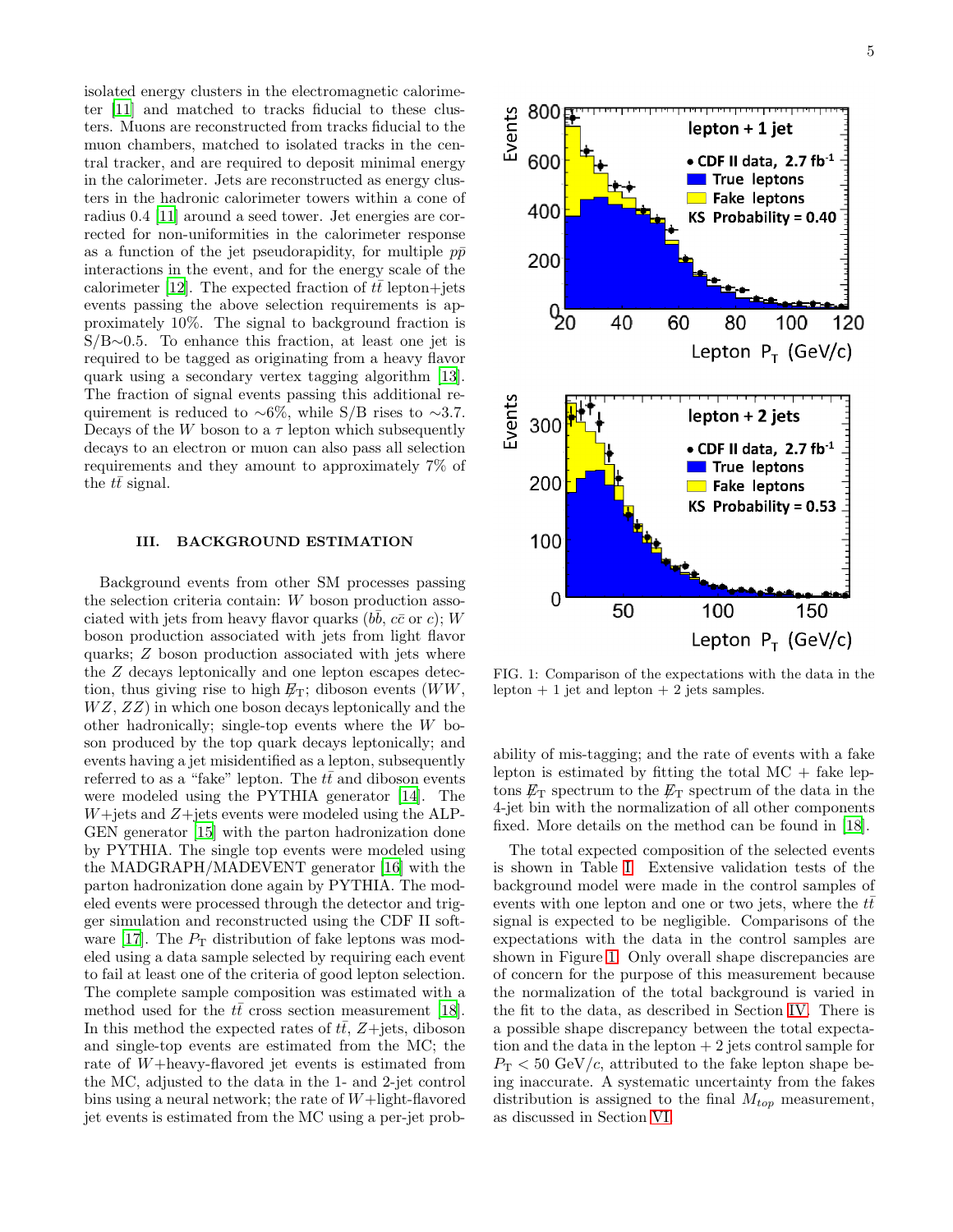isolated energy clusters in the electromagnetic calorimeter [11] and matched to tracks fiducial to these clusters. Muons are reconstructed from tracks fiducial to the muon chambers, matched to isolated tracks in the central tracker, and are required to deposit minimal energy in the calorimeter. Jets are reconstructed as energy clusters in the hadronic calorimeter towers within a cone of radius 0.4 [11] around a seed tower. Jet energies are corrected for non-uniformities in the calorimeter response as a function of the jet pseudorapidity, for multiple $p\bar{p}$ interactions in the event, and for the energy scale of the calorimeter [12]. The expected fraction of $t\bar{t}$ lepton+jets events passing the above selection requirements is approximately 10%. The signal to background fraction is S/B$\sim$0.5. To enhance this fraction, at least one jet is required to be tagged as originating from a heavy flavor quark using a secondary vertex tagging algorithm [13]. The fraction of signal events passing this additional requirement is reduced to $\sim$6%, while S/B rises to $\sim$3.7. Decays of the $W$ boson to a $\tau$ lepton which subsequently decays to an electron or muon can also pass all selection requirements and they amount to approximately 7% of the $t\bar{t}$ signal.

## III. BACKGROUND ESTIMATION

Background events from other SM processes passing the selection criteria contain: $W$ boson production associated with jets from heavy flavor quarks ($b\bar{b}$, $c\bar{c}$ or $c$); $W$ boson production associated with jets from light flavor quarks; $Z$ boson production associated with jets where the $Z$ decays leptonically and one lepton escapes detection, thus giving rise to high $\not\!\!E_{\rm T}$; diboson events ($WW$, $WZ$, $ZZ$) in which one boson decays leptonically and the other hadronically; single-top events where the $W$ boson produced by the top quark decays leptonically; and events having a jet misidentified as a lepton, subsequently referred to as a "fake" lepton. The $t\bar{t}$ and diboson events were modeled using the PYTHIA generator [14]. The $W$+jets and $Z$+jets events were modeled using the ALPGEN generator [15] with the parton hadronization done by PYTHIA. The single top events were modeled using the MADGRAPH/MADEVENT generator [16] with the parton hadronization done again by PYTHIA. The modeled events were processed through the detector and trigger simulation and reconstructed using the CDF II software [17]. The $P_{\rm T}$ distribution of fake leptons was modeled using a data sample selected by requiring each event to fail at least one of the criteria of good lepton selection. The complete sample composition was estimated with a method used for the $t\bar{t}$ cross section measurement [18]. In this method the expected rates of $t\bar{t}$, $Z$+jets, diboson and single-top events are estimated from the MC; the rate of $W$+heavy-flavored jet events is estimated from the MC, adjusted to the data in the 1- and 2-jet control bins using a neural network; the rate of $W$+light-flavored jet events is estimated from the MC using a per-jet probability of mis-tagging; and the rate of events with a fake lepton is estimated by fitting the total MC + fake leptons $\not\!\!E_{\rm T}$ spectrum to the $\not\!\!E_{\rm T}$ spectrum of the data in the 4-jet bin with the normalization of all other components fixed. More details on the method can be found in [18].

FIG. 1: Comparison of the expectations with the data in the lepton + 1 jet and lepton + 2 jets samples.

The total expected composition of the selected events is shown in Table I. Extensive validation tests of the background model were made in the control samples of events with one lepton and one or two jets, where the $t\bar{t}$ signal is expected to be negligible. Comparisons of the expectations with the data in the control samples are shown in Figure 1. Only overall shape discrepancies are of concern for the purpose of this measurement because the normalization of the total background is varied in the fit to the data, as described in Section IV. There is a possible shape discrepancy between the total expectation and the data in the lepton + 2 jets control sample for $P_{\rm T} < 50$ GeV/$c$, attributed to the fake lepton shape being inaccurate. A systematic uncertainty from the fakes distribution is assigned to the final $M_{top}$ measurement, as discussed in Section VI.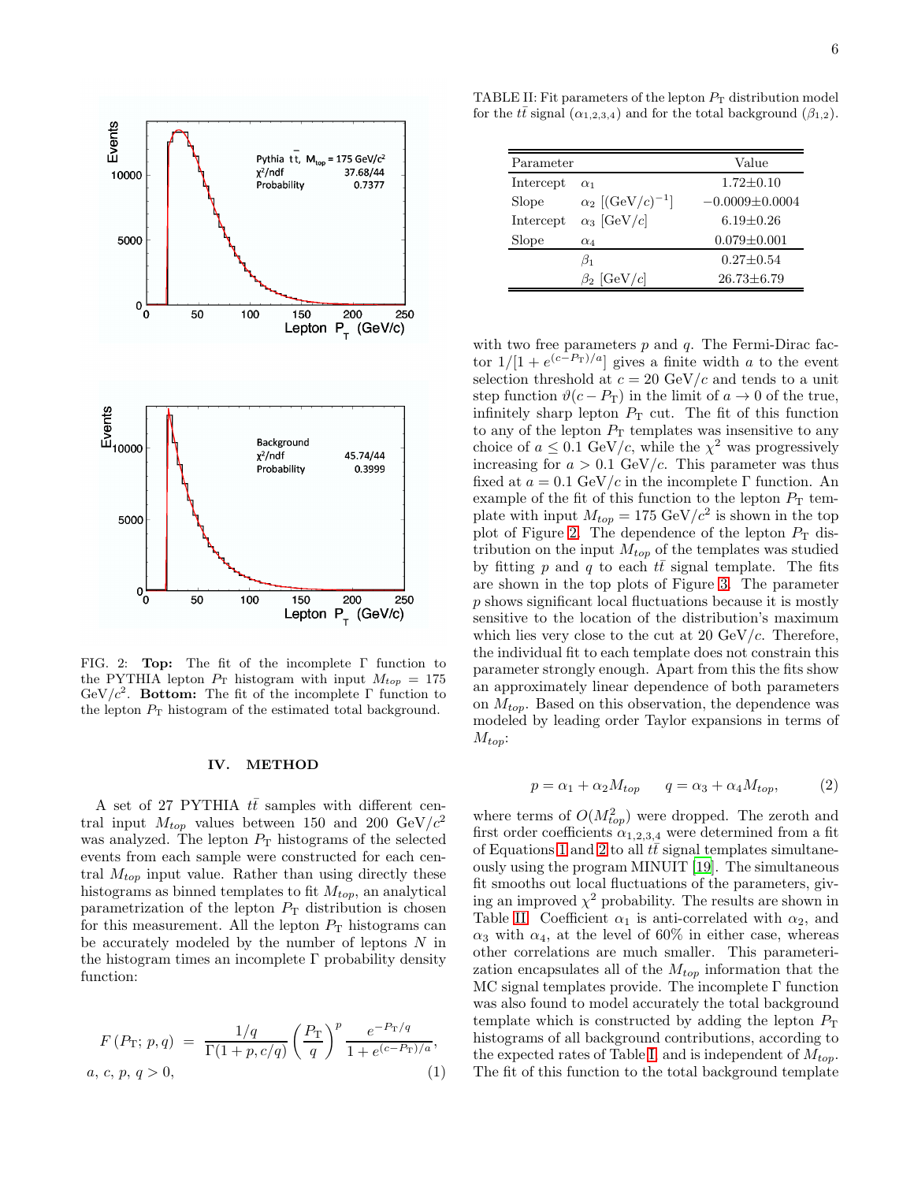FIG. 2: **Top:** The fit of the incomplete Γ function to the PYTHIA lepton $P_{\rm T}$ histogram with input $M_{top} = 175$ GeV/$c^2$. **Bottom:** The fit of the incomplete Γ function to the lepton $P_{\rm T}$ histogram of the estimated total background.

## IV. METHOD

A set of 27 PYTHIA $t\bar{t}$ samples with different central input $M_{top}$ values between 150 and 200 GeV/$c^2$ was analyzed. The lepton $P_{\rm T}$ histograms of the selected events from each sample were constructed for each central $M_{top}$ input value. Rather than using directly these histograms as binned templates to fit $M_{top}$, an analytical parametrization of the lepton $P_{\rm T}$ distribution is chosen for this measurement. All the lepton $P_{\rm T}$ histograms can be accurately modeled by the number of leptons $N$ in the histogram times an incomplete Γ probability density function:

$$F\left(P_{\rm T};\, p, q\right) \;=\; \frac{1/q}{\Gamma(1+p, c/q)}\left(\frac{P_{\rm T}}{q}\right)^{p}\frac{e^{-P_{\rm T}/q}}{1+e^{(c-P_{\rm T})/a}},$$
$$a,\, c,\, p,\, q > 0, \qquad (1)$$

TABLE II: Fit parameters of the lepton $P_{\rm T}$ distribution model for the $t\bar{t}$ signal ($\alpha_{1,2,3,4}$) and for the total background ($\beta_{1,2}$).

| Parameter | | Value |
|---|---|---|
| Intercept | $\alpha_1$ | $1.72\pm0.10$ |
| Slope | $\alpha_2$ [(GeV/$c$)$^{-1}$] | $-0.0009\pm0.0004$ |
| Intercept | $\alpha_3$ [GeV/$c$] | $6.19\pm0.26$ |
| Slope | $\alpha_4$ | $0.079\pm0.001$ |
| | $\beta_1$ | $0.27\pm0.54$ |
| | $\beta_2$ [GeV/$c$] | $26.73\pm6.79$ |

with two free parameters $p$ and $q$. The Fermi-Dirac factor $1/[1+e^{(c-P_{\rm T})/a}]$ gives a finite width $a$ to the event selection threshold at $c = 20$ GeV/$c$ and tends to a unit step function $\vartheta(c-P_{\rm T})$ in the limit of $a \to 0$ of the true, infinitely sharp lepton $P_{\rm T}$ cut. The fit of this function to any of the lepton $P_{\rm T}$ templates was insensitive to any choice of $a \leq 0.1$ GeV/$c$, while the $\chi^2$ was progressively increasing for $a > 0.1$ GeV/$c$. This parameter was thus fixed at $a = 0.1$ GeV/$c$ in the incomplete Γ function. An example of the fit of this function to the lepton $P_{\rm T}$ template with input $M_{top} = 175$ GeV/$c^2$ is shown in the top plot of Figure 2. The dependence of the lepton $P_{\rm T}$ distribution on the input $M_{top}$ of the templates was studied by fitting $p$ and $q$ to each $t\bar{t}$ signal template. The fits are shown in the top plots of Figure 3. The parameter $p$ shows significant local fluctuations because it is mostly sensitive to the location of the distribution's maximum which lies very close to the cut at 20 GeV/$c$. Therefore, the individual fit to each template does not constrain this parameter strongly enough. Apart from this the fits show an approximately linear dependence of both parameters on $M_{top}$. Based on this observation, the dependence was modeled by leading order Taylor expansions in terms of $M_{top}$:

$$p = \alpha_1 + \alpha_2 M_{top} \qquad q = \alpha_3 + \alpha_4 M_{top}, \qquad (2)$$

where terms of $O(M_{top}^2)$ were dropped. The zeroth and first order coefficients $\alpha_{1,2,3,4}$ were determined from a fit of Equations 1 and 2 to all $t\bar{t}$ signal templates simultaneously using the program MINUIT [19]. The simultaneous fit smooths out local fluctuations of the parameters, giving an improved $\chi^2$ probability. The results are shown in Table II. Coefficient $\alpha_1$ is anti-correlated with $\alpha_2$, and $\alpha_3$ with $\alpha_4$, at the level of 60% in either case, whereas other correlations are much smaller. This parameterization encapsulates all of the $M_{top}$ information that the MC signal templates provide. The incomplete Γ function was also found to model accurately the total background template which is constructed by adding the lepton $P_{\rm T}$ histograms of all background contributions, according to the expected rates of Table I, and is independent of $M_{top}$. The fit of this function to the total background template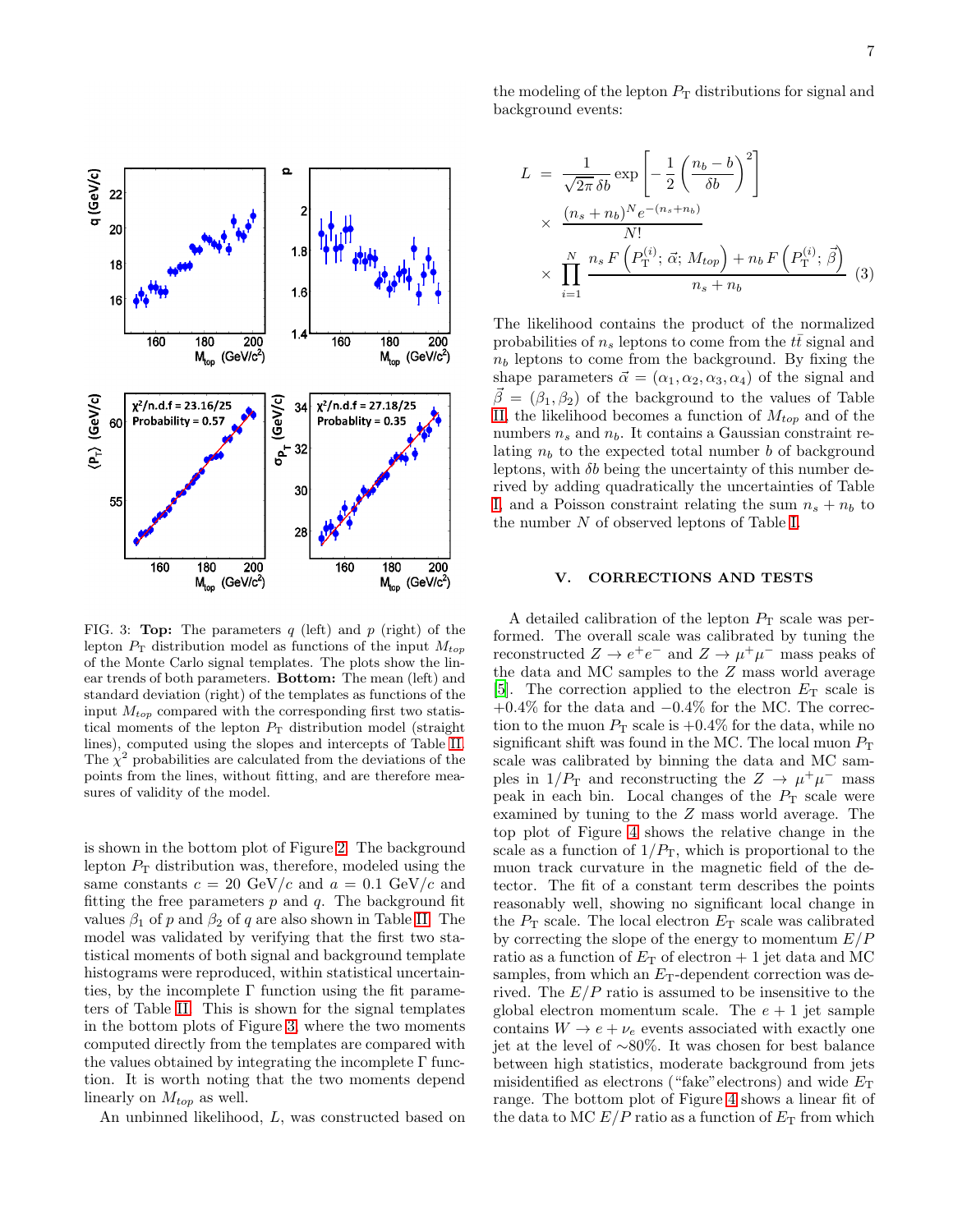FIG. 3: **Top:** The parameters $q$ (left) and $p$ (right) of the lepton $P_T$ distribution model as functions of the input $M_{top}$ of the Monte Carlo signal templates. The plots show the linear trends of both parameters. **Bottom:** The mean (left) and standard deviation (right) of the templates as functions of the input $M_{top}$ compared with the corresponding first two statistical moments of the lepton $P_T$ distribution model (straight lines), computed using the slopes and intercepts of Table II. The $\chi^2$ probabilities are calculated from the deviations of the points from the lines, without fitting, and are therefore measures of validity of the model.

is shown in the bottom plot of Figure 2. The background lepton $P_T$ distribution was, therefore, modeled using the same constants $c = 20$ GeV/$c$ and $a = 0.1$ GeV/$c$ and fitting the free parameters $p$ and $q$. The background fit values $\beta_1$ of $p$ and $\beta_2$ of $q$ are also shown in Table II. The model was validated by verifying that the first two statistical moments of both signal and background template histograms were reproduced, within statistical uncertainties, by the incomplete $\Gamma$ function using the fit parameters of Table II. This is shown for the signal templates in the bottom plots of Figure 3, where the two moments computed directly from the templates are compared with the values obtained by integrating the incomplete $\Gamma$ function. It is worth noting that the two moments depend linearly on $M_{top}$ as well.

An unbinned likelihood, $L$, was constructed based on the modeling of the lepton $P_T$ distributions for signal and background events:

$$
\begin{aligned}
L &= \frac{1}{\sqrt{2\pi}\,\delta b} \exp\left[-\frac{1}{2}\left(\frac{n_b - b}{\delta b}\right)^2\right] \\
&\times \frac{(n_s + n_b)^N e^{-(n_s + n_b)}}{N!} \\
&\times \prod_{i=1}^{N} \frac{n_s\, F\left(P_T^{(i)};\, \vec{\alpha};\, M_{top}\right) + n_b\, F\left(P_T^{(i)};\, \vec{\beta}\right)}{n_s + n_b} \quad (3)
\end{aligned}
$$

The likelihood contains the product of the normalized probabilities of $n_s$ leptons to come from the $t\bar{t}$ signal and $n_b$ leptons to come from the background. By fixing the shape parameters $\vec{\alpha} = (\alpha_1, \alpha_2, \alpha_3, \alpha_4)$ of the signal and $\vec{\beta} = (\beta_1, \beta_2)$ of the background to the values of Table II, the likelihood becomes a function of $M_{top}$ and of the numbers $n_s$ and $n_b$. It contains a Gaussian constraint relating $n_b$ to the expected total number $b$ of background leptons, with $\delta b$ being the uncertainty of this number derived by adding quadratically the uncertainties of Table I, and a Poisson constraint relating the sum $n_s + n_b$ to the number $N$ of observed leptons of Table I.

## V. CORRECTIONS AND TESTS

A detailed calibration of the lepton $P_T$ scale was performed. The overall scale was calibrated by tuning the reconstructed $Z \to e^+e^-$ and $Z \to \mu^+\mu^-$ mass peaks of the data and MC samples to the $Z$ mass world average [5]. The correction applied to the electron $E_T$ scale is +0.4% for the data and −0.4% for the MC. The correction to the muon $P_T$ scale is +0.4% for the data, while no significant shift was found in the MC. The local muon $P_T$ scale was calibrated by binning the data and MC samples in $1/P_T$ and reconstructing the $Z \to \mu^+\mu^-$ mass peak in each bin. Local changes of the $P_T$ scale were examined by tuning to the $Z$ mass world average. The top plot of Figure 4 shows the relative change in the scale as a function of $1/P_T$, which is proportional to the muon track curvature in the magnetic field of the detector. The fit of a constant term describes the points reasonably well, showing no significant local change in the $P_T$ scale. The local electron $E_T$ scale was calibrated by correcting the slope of the energy to momentum $E/P$ ratio as a function of $E_T$ of electron + 1 jet data and MC samples, from which an $E_T$-dependent correction was derived. The $E/P$ ratio is assumed to be insensitive to the global electron momentum scale. The $e + 1$ jet sample contains $W \to e + \nu_e$ events associated with exactly one jet at the level of ∼80%. It was chosen for best balance between high statistics, moderate background from jets misidentified as electrons ("fake" electrons) and wide $E_T$ range. The bottom plot of Figure 4 shows a linear fit of the data to MC $E/P$ ratio as a function of $E_T$ from which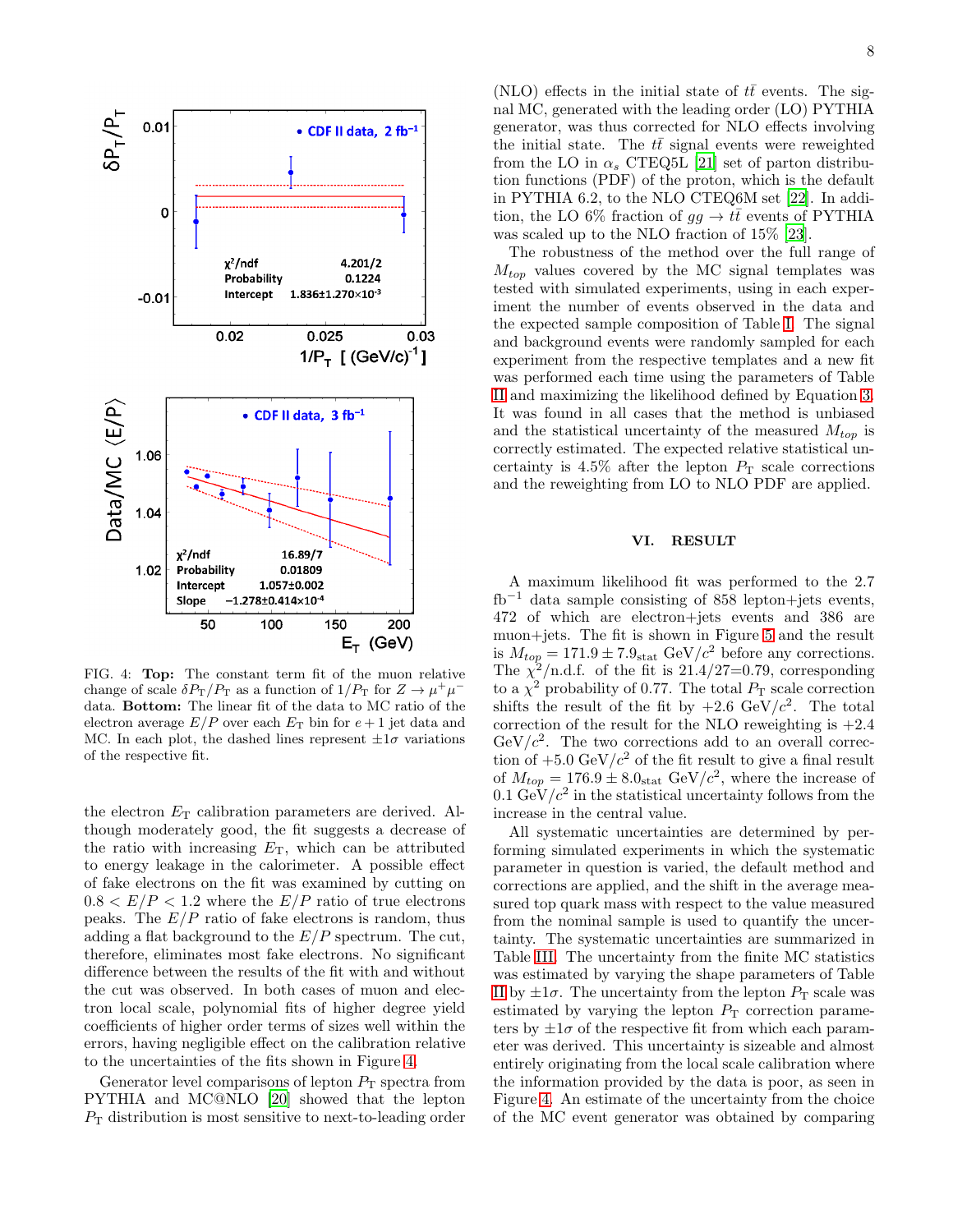FIG. 4: **Top:** The constant term fit of the muon relative change of scale $\delta P_{\rm T}/P_{\rm T}$ as a function of $1/P_{\rm T}$ for $Z \rightarrow \mu^+\mu^-$ data. **Bottom:** The linear fit of the data to MC ratio of the electron average $E/P$ over each $E_{\rm T}$ bin for $e+1$ jet data and MC. In each plot, the dashed lines represent $\pm 1\sigma$ variations of the respective fit.

the electron $E_{\rm T}$ calibration parameters are derived. Although moderately good, the fit suggests a decrease of the ratio with increasing $E_{\rm T}$, which can be attributed to energy leakage in the calorimeter. A possible effect of fake electrons on the fit was examined by cutting on $0.8 < E/P < 1.2$ where the $E/P$ ratio of true electrons peaks. The $E/P$ ratio of fake electrons is random, thus adding a flat background to the $E/P$ spectrum. The cut, therefore, eliminates most fake electrons. No significant difference between the results of the fit with and without the cut was observed. In both cases of muon and electron local scale, polynomial fits of higher degree yield coefficients of higher order terms of sizes well within the errors, having negligible effect on the calibration relative to the uncertainties of the fits shown in Figure 4.

Generator level comparisons of lepton $P_{\rm T}$ spectra from PYTHIA and MC@NLO [20] showed that the lepton $P_{\rm T}$ distribution is most sensitive to next-to-leading order (NLO) effects in the initial state of $t\bar{t}$ events. The signal MC, generated with the leading order (LO) PYTHIA generator, was thus corrected for NLO effects involving the initial state. The $t\bar{t}$ signal events were reweighted from the LO in $\alpha_s$ CTEQ5L [21] set of parton distribution functions (PDF) of the proton, which is the default in PYTHIA 6.2, to the NLO CTEQ6M set [22]. In addition, the LO 6% fraction of $gg \rightarrow t\bar{t}$ events of PYTHIA was scaled up to the NLO fraction of 15% [23].

The robustness of the method over the full range of $M_{top}$ values covered by the MC signal templates was tested with simulated experiments, using in each experiment the number of events observed in the data and the expected sample composition of Table I. The signal and background events were randomly sampled for each experiment from the respective templates and a new fit was performed each time using the parameters of Table II and maximizing the likelihood defined by Equation 3. It was found in all cases that the method is unbiased and the statistical uncertainty of the measured $M_{top}$ is correctly estimated. The expected relative statistical uncertainty is 4.5% after the lepton $P_{\rm T}$ scale corrections and the reweighting from LO to NLO PDF are applied.

## VI. RESULT

A maximum likelihood fit was performed to the 2.7 fb$^{-1}$ data sample consisting of 858 lepton+jets events, 472 of which are electron+jets events and 386 are muon+jets. The fit is shown in Figure 5 and the result is $M_{top} = 171.9 \pm 7.9_{\rm stat}$ GeV/$c^2$ before any corrections. The $\chi^2$/n.d.f. of the fit is 21.4/27=0.79, corresponding to a $\chi^2$ probability of 0.77. The total $P_{\rm T}$ scale correction shifts the result of the fit by $+2.6$ GeV/$c^2$. The total correction of the result for the NLO reweighting is $+2.4$ GeV/$c^2$. The two corrections add to an overall correction of $+5.0$ GeV/$c^2$ of the fit result to give a final result of $M_{top} = 176.9 \pm 8.0_{\rm stat}$ GeV/$c^2$, where the increase of 0.1 GeV/$c^2$ in the statistical uncertainty follows from the increase in the central value.

All systematic uncertainties are determined by performing simulated experiments in which the systematic parameter in question is varied, the default method and corrections are applied, and the shift in the average measured top quark mass with respect to the value measured from the nominal sample is used to quantify the uncertainty. The systematic uncertainties are summarized in Table III. The uncertainty from the finite MC statistics was estimated by varying the shape parameters of Table II by $\pm 1\sigma$. The uncertainty from the lepton $P_{\rm T}$ scale was estimated by varying the lepton $P_{\rm T}$ correction parameters by $\pm 1\sigma$ of the respective fit from which each parameter was derived. This uncertainty is sizeable and almost entirely originating from the local scale calibration where the information provided by the data is poor, as seen in Figure 4. An estimate of the uncertainty from the choice of the MC event generator was obtained by comparing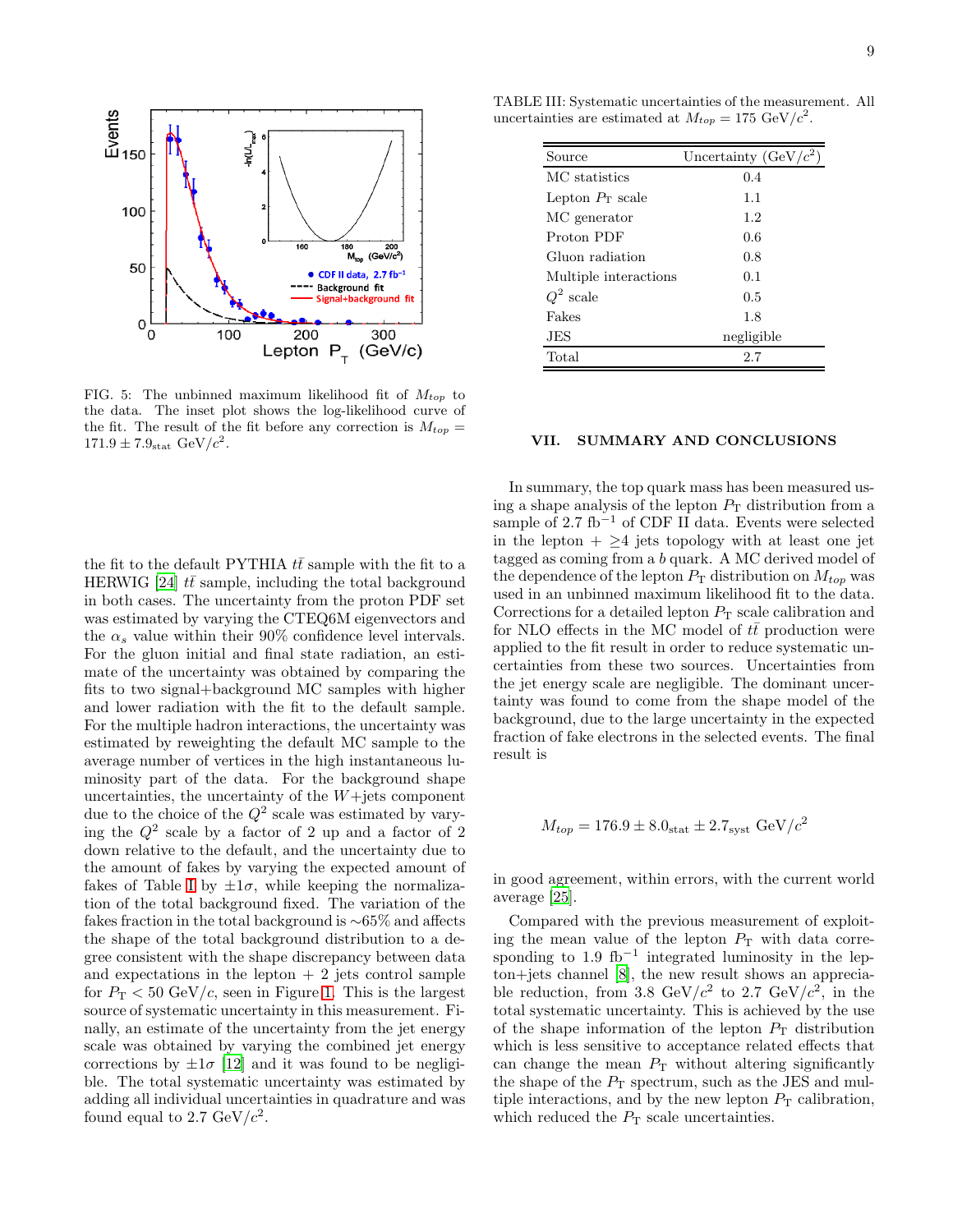FIG. 5: The unbinned maximum likelihood fit of $M_{top}$ to the data. The inset plot shows the log-likelihood curve of the fit. The result of the fit before any correction is $M_{top} = 171.9 \pm 7.9_{\rm stat}$ GeV/$c^2$.

the fit to the default PYTHIA $t\bar{t}$ sample with the fit to a HERWIG [24] $t\bar{t}$ sample, including the total background in both cases. The uncertainty from the proton PDF set was estimated by varying the CTEQ6M eigenvectors and the $\alpha_s$ value within their 90% confidence level intervals. For the gluon initial and final state radiation, an estimate of the uncertainty was obtained by comparing the fits to two signal+background MC samples with higher and lower radiation with the fit to the default sample. For the multiple hadron interactions, the uncertainty was estimated by reweighting the default MC sample to the average number of vertices in the high instantaneous luminosity part of the data. For the background shape uncertainties, the uncertainty of the $W$+jets component due to the choice of the $Q^2$ scale was estimated by varying the $Q^2$ scale by a factor of 2 up and a factor of 2 down relative to the default, and the uncertainty due to the amount of fakes by varying the expected amount of fakes of Table I by $\pm 1\sigma$, while keeping the normalization of the total background fixed. The variation of the fakes fraction in the total background is ∼65% and affects the shape of the total background distribution to a degree consistent with the shape discrepancy between data and expectations in the lepton + 2 jets control sample for $P_{\rm T} < 50$ GeV/$c$, seen in Figure 1. This is the largest source of systematic uncertainty in this measurement. Finally, an estimate of the uncertainty from the jet energy scale was obtained by varying the combined jet energy corrections by $\pm 1\sigma$ [12] and it was found to be negligible. The total systematic uncertainty was estimated by adding all individual uncertainties in quadrature and was found equal to 2.7 GeV/$c^2$.

TABLE III: Systematic uncertainties of the measurement. All uncertainties are estimated at $M_{top} = 175$ GeV/$c^2$.

| Source | Uncertainty (GeV/$c^2$) |
|---|---|
| MC statistics | 0.4 |
| Lepton $P_{\rm T}$ scale | 1.1 |
| MC generator | 1.2 |
| Proton PDF | 0.6 |
| Gluon radiation | 0.8 |
| Multiple interactions | 0.1 |
| $Q^2$ scale | 0.5 |
| Fakes | 1.8 |
| JES | negligible |
| Total | 2.7 |

## VII. SUMMARY AND CONCLUSIONS

In summary, the top quark mass has been measured using a shape analysis of the lepton $P_{\rm T}$ distribution from a sample of 2.7 fb$^{-1}$ of CDF II data. Events were selected in the lepton + ≥4 jets topology with at least one jet tagged as coming from a $b$ quark. A MC derived model of the dependence of the lepton $P_{\rm T}$ distribution on $M_{top}$ was used in an unbinned maximum likelihood fit to the data. Corrections for a detailed lepton $P_{\rm T}$ scale calibration and for NLO effects in the MC model of $t\bar{t}$ production were applied to the fit result in order to reduce systematic uncertainties from these two sources. Uncertainties from the jet energy scale are negligible. The dominant uncertainty was found to come from the shape model of the background, due to the large uncertainty in the expected fraction of fake electrons in the selected events. The final result is

$$M_{top} = 176.9 \pm 8.0_{\rm stat} \pm 2.7_{\rm syst}\ {\rm GeV}/c^2$$

in good agreement, within errors, with the current world average [25].

Compared with the previous measurement of exploiting the mean value of the lepton $P_{\rm T}$ with data corresponding to 1.9 fb$^{-1}$ integrated luminosity in the lepton+jets channel [8], the new result shows an appreciable reduction, from 3.8 GeV/$c^2$ to 2.7 GeV/$c^2$, in the total systematic uncertainty. This is achieved by the use of the shape information of the lepton $P_{\rm T}$ distribution which is less sensitive to acceptance related effects that can change the mean $P_{\rm T}$ without altering significantly the shape of the $P_{\rm T}$ spectrum, such as the JES and multiple interactions, and by the new lepton $P_{\rm T}$ calibration, which reduced the $P_{\rm T}$ scale uncertainties.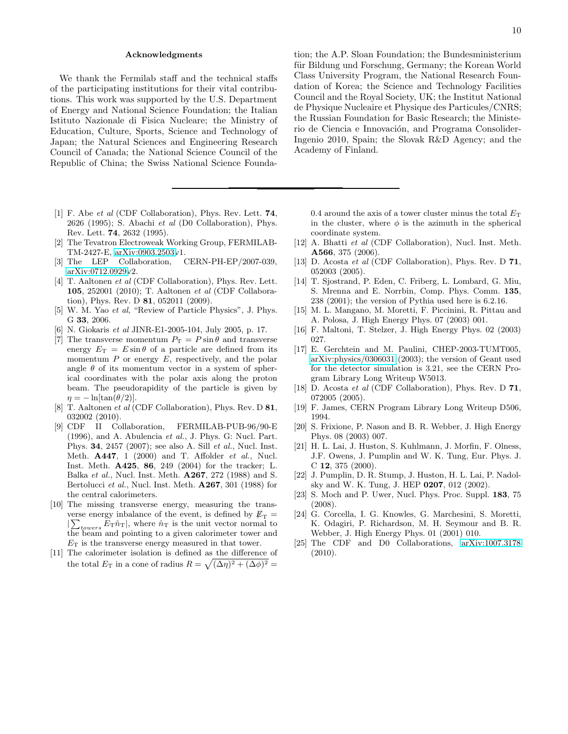## Acknowledgments

We thank the Fermilab staff and the technical staffs of the participating institutions for their vital contributions. This work was supported by the U.S. Department of Energy and National Science Foundation; the Italian Istituto Nazionale di Fisica Nucleare; the Ministry of Education, Culture, Sports, Science and Technology of Japan; the Natural Sciences and Engineering Research Council of Canada; the National Science Council of the Republic of China; the Swiss National Science Foundation; the A.P. Sloan Foundation; the Bundesministerium für Bildung und Forschung, Germany; the Korean World Class University Program, the National Research Foundation of Korea; the Science and Technology Facilities Council and the Royal Society, UK; the Institut National de Physique Nucleaire et Physique des Particules/CNRS; the Russian Foundation for Basic Research; the Ministerio de Ciencia e Innovación, and Programa Consolider-Ingenio 2010, Spain; the Slovak R&D Agency; and the Academy of Finland.

---

[1] F. Abe *et al* (CDF Collaboration), Phys. Rev. Lett. **74**, 2626 (1995); S. Abachi *et al* (D0 Collaboration), Phys. Rev. Lett. **74**, 2632 (1995).

[2] The Tevatron Electroweak Working Group, FERMILAB-TM-2427-E, arXiv:0903.2503v1.

[3] The LEP Collaboration, CERN-PH-EP/2007-039, arXiv:0712.0929v2.

[4] T. Aaltonen *et al* (CDF Collaboration), Phys. Rev. Lett. **105**, 252001 (2010); T. Aaltonen *et al* (CDF Collaboration), Phys. Rev. D **81**, 052011 (2009).

[5] W. M. Yao *et al*, "Review of Particle Physics", J. Phys. G **33**, 2006.

[6] N. Giokaris *et al* JINR-E1-2005-104, July 2005, p. 17.

[7] The transverse momentum $P_{\mathrm{T}} = P \sin\theta$ and transverse energy $E_{\mathrm{T}} = E \sin\theta$ of a particle are defined from its momentum $P$ or energy $E$, respectively, and the polar angle $\theta$ of its momentum vector in a system of spherical coordinates with the polar axis along the proton beam. The pseudorapidity of the particle is given by $\eta = -\ln[\tan(\theta/2)]$.

[8] T. Aaltonen *et al* (CDF Collaboration), Phys. Rev. D **81**, 032002 (2010).

[9] CDF II Collaboration, FERMILAB-PUB-96/90-E (1996), and A. Abulencia *et al.*, J. Phys. G: Nucl. Part. Phys. **34**, 2457 (2007); see also A. Sill *et al.*, Nucl. Inst. Meth. **A447**, 1 (2000) and T. Affolder *et al.*, Nucl. Inst. Meth. **A425**, **86**, 249 (2004) for the tracker; L. Balka *et al.*, Nucl. Inst. Meth. **A267**, 272 (1988) and S. Bertolucci *et al.*, Nucl. Inst. Meth. **A267**, 301 (1988) for the central calorimeters.

[10] The missing transverse energy, measuring the transverse energy inbalance of the event, is defined by $\not{E}_{\mathrm{T}} = |\sum_{towers} E_{\mathrm{T}} \hat{n}_{\mathrm{T}}|$, where $\hat{n}_{\mathrm{T}}$ is the unit vector normal to the beam and pointing to a given calorimeter tower and $E_{\mathrm{T}}$ is the transverse energy measured in that tower.

[11] The calorimeter isolation is defined as the difference of the total $E_{\mathrm{T}}$ in a cone of radius $R = \sqrt{(\Delta\eta)^2 + (\Delta\phi)^2} =$ 0.4 around the axis of a tower cluster minus the total $E_{\mathrm{T}}$ in the cluster, where $\phi$ is the azimuth in the spherical coordinate system.

[12] A. Bhatti *et al* (CDF Collaboration), Nucl. Inst. Meth. **A566**, 375 (2006).

[13] D. Acosta *et al* (CDF Collaboration), Phys. Rev. D **71**, 052003 (2005).

[14] T. Sjostrand, P. Eden, C. Friberg, L. Lombard, G. Miu, S. Mrenna and E. Norrbin, Comp. Phys. Comm. **135**, 238 (2001); the version of Pythia used here is 6.2.16.

[15] M. L. Mangano, M. Moretti, F. Piccinini, R. Pittau and A. Polosa, J. High Energy Phys. 07 (2003) 001.

[16] F. Maltoni, T. Stelzer, J. High Energy Phys. 02 (2003) 027.

[17] E. Gerchtein and M. Paulini, CHEP-2003-TUMT005, arXiv:physics/0306031 (2003); the version of Geant used for the detector simulation is 3.21, see the CERN Program Library Long Writeup W5013.

[18] D. Acosta *et al* (CDF Collaboration), Phys. Rev. D **71**, 072005 (2005).

[19] F. James, CERN Program Library Long Writeup D506, 1994.

[20] S. Frixione, P. Nason and B. R. Webber, J. High Energy Phys. 08 (2003) 007.

[21] H. L. Lai, J. Huston, S. Kuhlmann, J. Morfin, F. Olness, J.F. Owens, J. Pumplin and W. K. Tung, Eur. Phys. J. C **12**, 375 (2000).

[22] J. Pumplin, D. R. Stump, J. Huston, H. L. Lai, P. Nadolsky and W. K. Tung, J. HEP **0207**, 012 (2002).

[23] S. Moch and P. Uwer, Nucl. Phys. Proc. Suppl. **183**, 75 (2008).

[24] G. Corcella, I. G. Knowles, G. Marchesini, S. Moretti, K. Odagiri, P. Richardson, M. H. Seymour and B. R. Webber, J. High Energy Phys. 01 (2001) 010.

[25] The CDF and D0 Collaborations, arXiv:1007.3178 (2010).